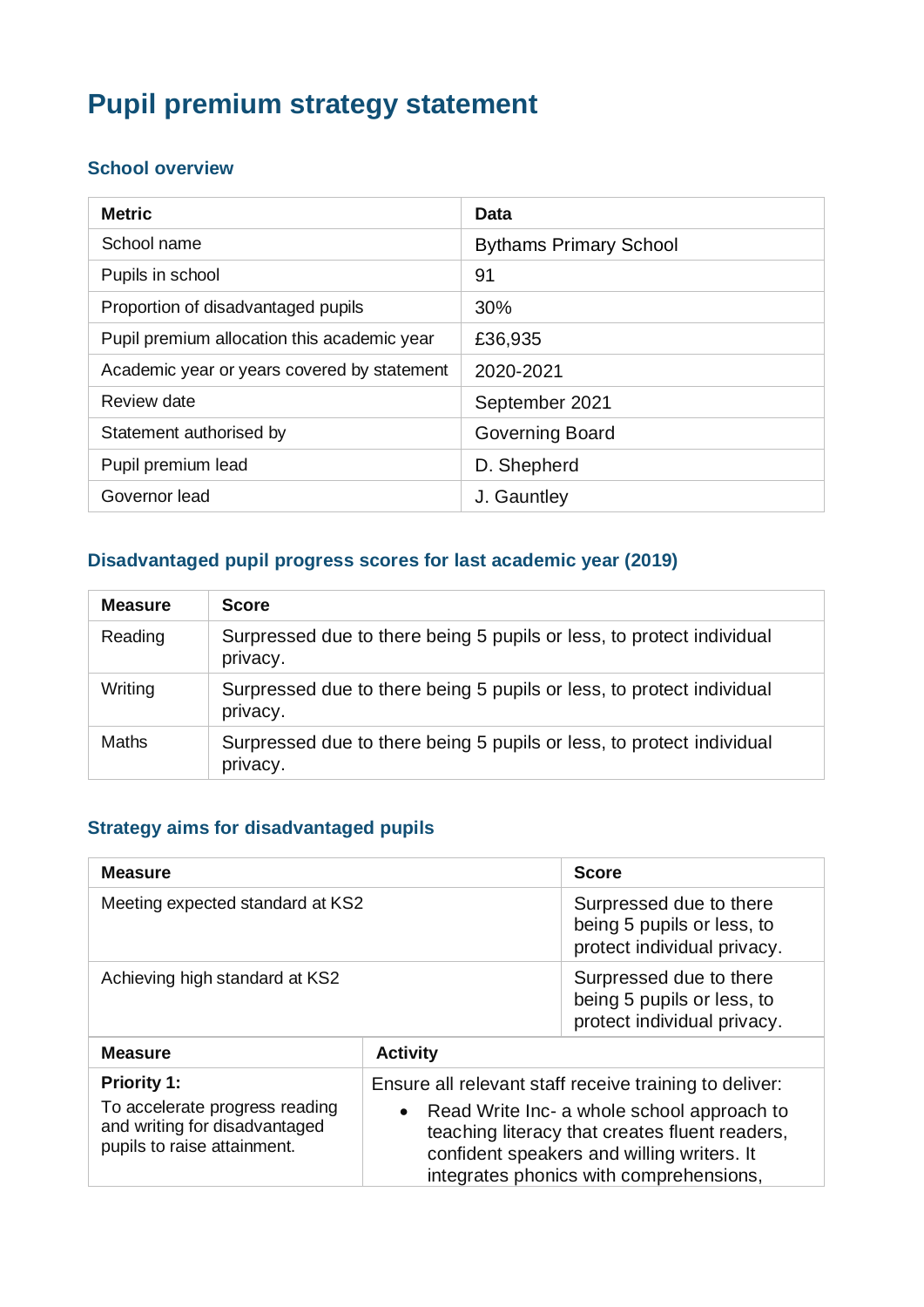# Pupil premium strategy statement

## School overview

| Metric | Data |
| --- | --- |
| School name | Bythams Primary School |
| Pupils in school | 91 |
| Proportion of disadvantaged pupils | 30% |
| Pupil premium allocation this academic year | £36,935 |
| Academic year or years covered by statement | 2020-2021 |
| Review date | September 2021 |
| Statement authorised by | Governing Board |
| Pupil premium lead | D. Shepherd |
| Governor lead | J. Gauntley |

## Disadvantaged pupil progress scores for last academic year (2019)

| Measure | Score |
| --- | --- |
| Reading | Surpressed due to there being 5 pupils or less, to protect individual privacy. |
| Writing | Surpressed due to there being 5 pupils or less, to protect individual privacy. |
| Maths | Surpressed due to there being 5 pupils or less, to protect individual privacy. |

## Strategy aims for disadvantaged pupils

| Measure | Score |
| --- | --- |
| Meeting expected standard at KS2 | Surpressed due to there being 5 pupils or less, to protect individual privacy. |
| Achieving high standard at KS2 | Surpressed due to there being 5 pupils or less, to protect individual privacy. |

| Measure | Activity |
| --- | --- |
| **Priority 1:** To accelerate progress reading and writing for disadvantaged pupils to raise attainment. | Ensure all relevant staff receive training to deliver: <br>• Read Write Inc- a whole school approach to teaching literacy that creates fluent readers, confident speakers and willing writers. It integrates phonics with comprehensions, |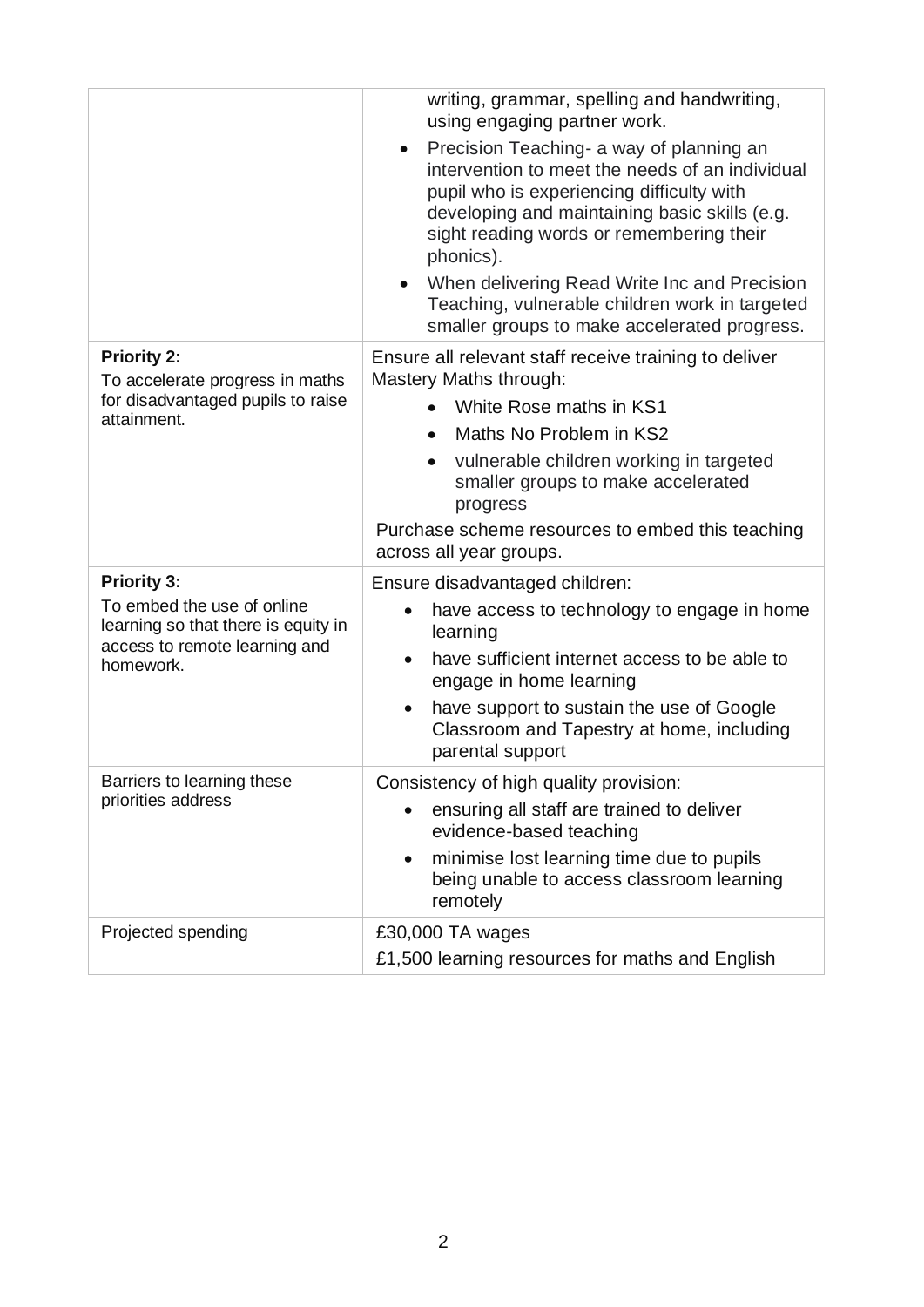| | |
|---|---|
| | writing, grammar, spelling and handwriting, using engaging partner work.<br>• Precision Teaching- a way of planning an intervention to meet the needs of an individual pupil who is experiencing difficulty with developing and maintaining basic skills (e.g. sight reading words or remembering their phonics).<br>• When delivering Read Write Inc and Precision Teaching, vulnerable children work in targeted smaller groups to make accelerated progress. |
| **Priority 2:**<br>To accelerate progress in maths for disadvantaged pupils to raise attainment. | Ensure all relevant staff receive training to deliver Mastery Maths through:<br>• White Rose maths in KS1<br>• Maths No Problem in KS2<br>• vulnerable children working in targeted smaller groups to make accelerated progress<br>Purchase scheme resources to embed this teaching across all year groups. |
| **Priority 3:**<br>To embed the use of online learning so that there is equity in access to remote learning and homework. | Ensure disadvantaged children:<br>• have access to technology to engage in home learning<br>• have sufficient internet access to be able to engage in home learning<br>• have support to sustain the use of Google Classroom and Tapestry at home, including parental support |
| Barriers to learning these priorities address | Consistency of high quality provision:<br>• ensuring all staff are trained to deliver evidence-based teaching<br>• minimise lost learning time due to pupils being unable to access classroom learning remotely |
| Projected spending | £30,000 TA wages<br>£1,500 learning resources for maths and English |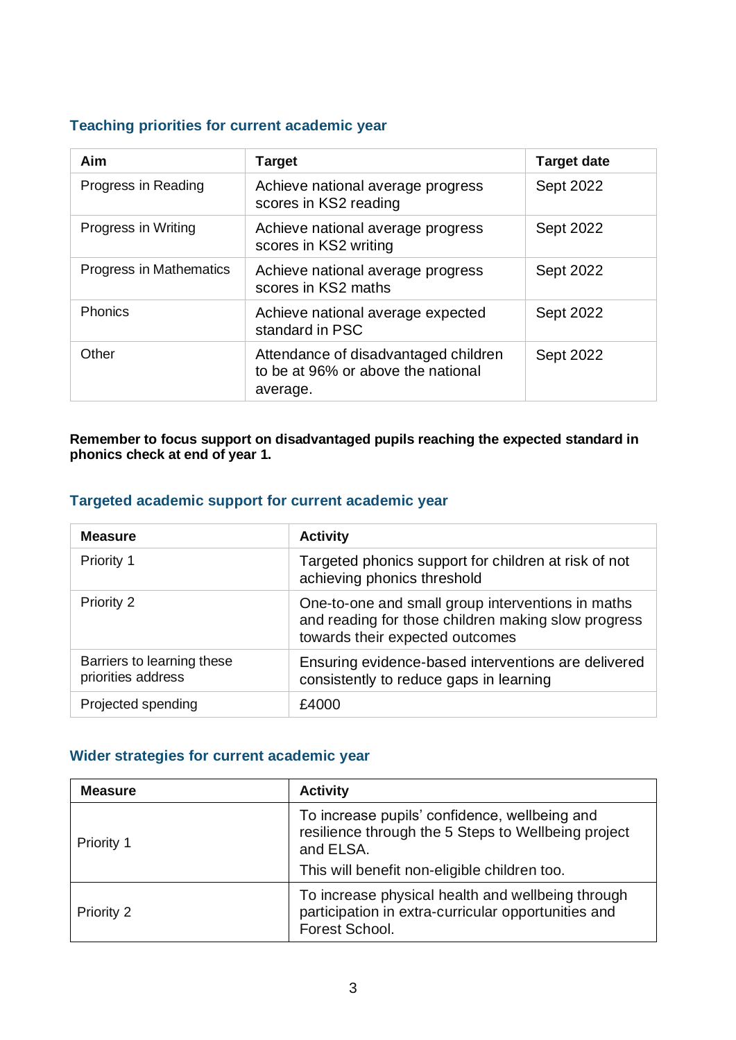## Teaching priorities for current academic year

| Aim | Target | Target date |
|---|---|---|
| Progress in Reading | Achieve national average progress scores in KS2 reading | Sept 2022 |
| Progress in Writing | Achieve national average progress scores in KS2 writing | Sept 2022 |
| Progress in Mathematics | Achieve national average progress scores in KS2 maths | Sept 2022 |
| Phonics | Achieve national average expected standard in PSC | Sept 2022 |
| Other | Attendance of disadvantaged children to be at 96% or above the national average. | Sept 2022 |

**Remember to focus support on disadvantaged pupils reaching the expected standard in phonics check at end of year 1.**

## Targeted academic support for current academic year

| Measure | Activity |
|---|---|
| Priority 1 | Targeted phonics support for children at risk of not achieving phonics threshold |
| Priority 2 | One-to-one and small group interventions in maths and reading for those children making slow progress towards their expected outcomes |
| Barriers to learning these priorities address | Ensuring evidence-based interventions are delivered consistently to reduce gaps in learning |
| Projected spending | £4000 |

## Wider strategies for current academic year

| Measure | Activity |
|---|---|
| Priority 1 | To increase pupils' confidence, wellbeing and resilience through the 5 Steps to Wellbeing project and ELSA. This will benefit non-eligible children too. |
| Priority 2 | To increase physical health and wellbeing through participation in extra-curricular opportunities and Forest School. |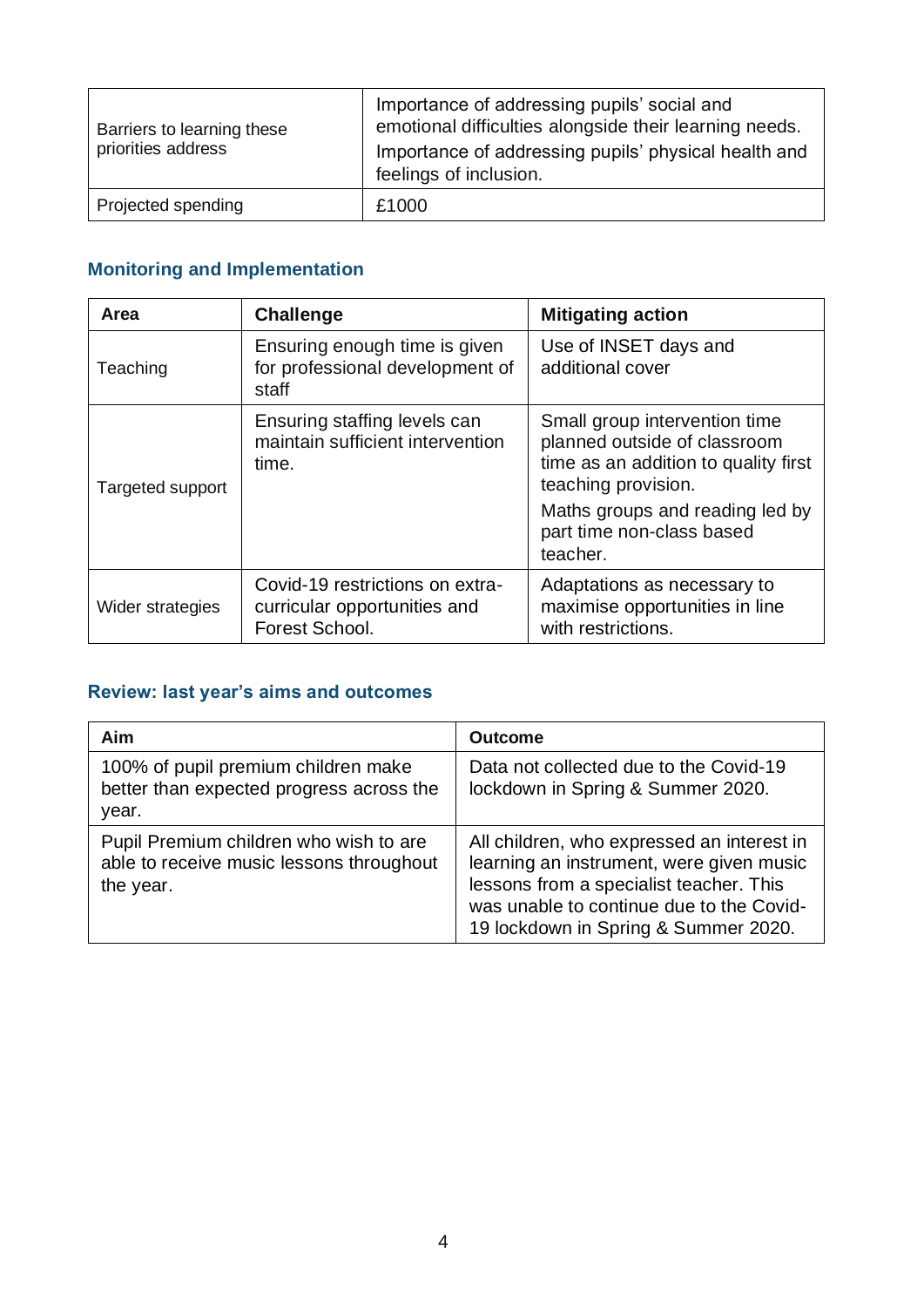| | |
|---|---|
| Barriers to learning these priorities address | Importance of addressing pupils' social and emotional difficulties alongside their learning needs.<br>Importance of addressing pupils' physical health and feelings of inclusion. |
| Projected spending | £1000 |

## Monitoring and Implementation

| Area | Challenge | Mitigating action |
|---|---|---|
| Teaching | Ensuring enough time is given for professional development of staff | Use of INSET days and additional cover |
| Targeted support | Ensuring staffing levels can maintain sufficient intervention time. | Small group intervention time planned outside of classroom time as an addition to quality first teaching provision.<br>Maths groups and reading led by part time non-class based teacher. |
| Wider strategies | Covid-19 restrictions on extra-curricular opportunities and Forest School. | Adaptations as necessary to maximise opportunities in line with restrictions. |

## Review: last year's aims and outcomes

| Aim | Outcome |
|---|---|
| 100% of pupil premium children make better than expected progress across the year. | Data not collected due to the Covid-19 lockdown in Spring & Summer 2020. |
| Pupil Premium children who wish to are able to receive music lessons throughout the year. | All children, who expressed an interest in learning an instrument, were given music lessons from a specialist teacher. This was unable to continue due to the Covid-19 lockdown in Spring & Summer 2020. |